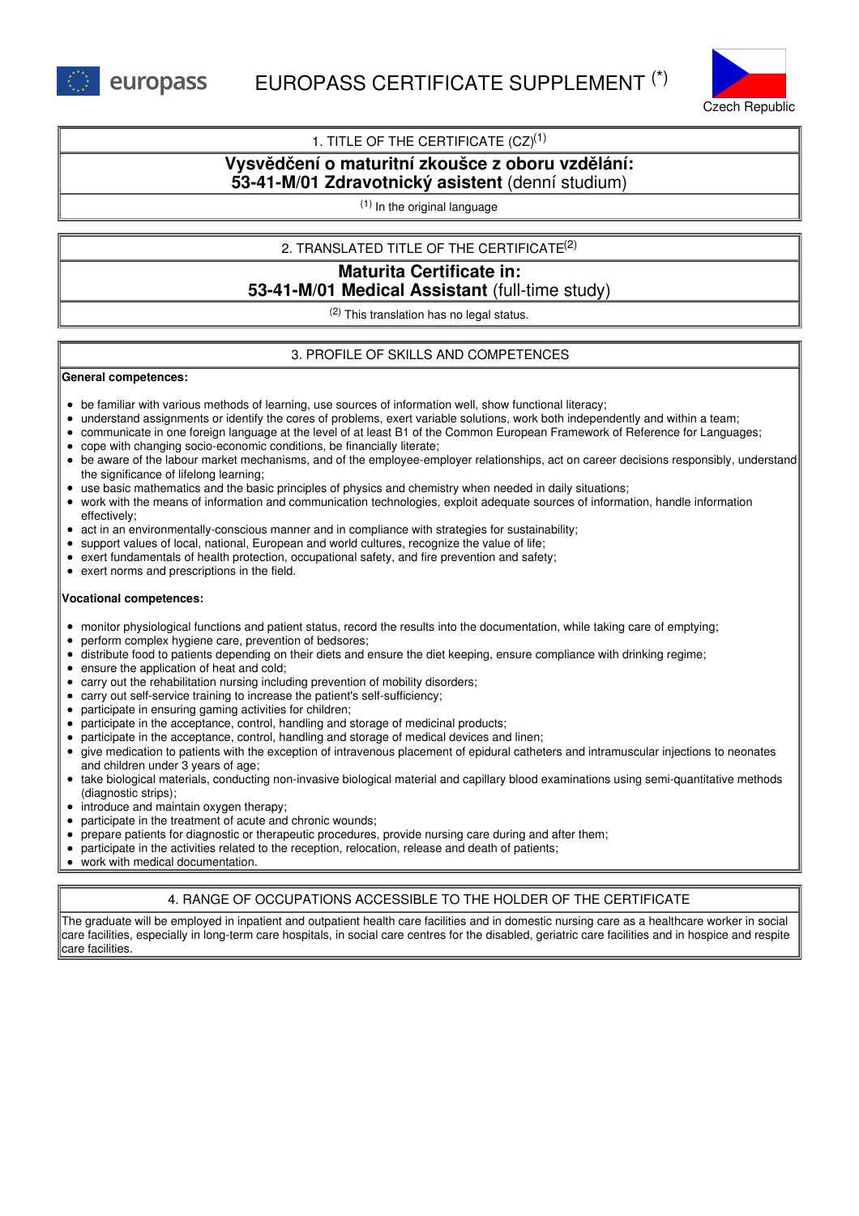# EUROPASS CERTIFICATE SUPPLEMENT (*)

Czech Republic

## 1. TITLE OF THE CERTIFICATE (CZ)[1]

**Vysvědčení o maturitní zkoušce z oboru vzdělání:**
**53-41-M/01 Zdravotnický asistent** (denní studium)

[1] In the original language

## 2. TRANSLATED TITLE OF THE CERTIFICATE[2]

**Maturita Certificate in:**
**53-41-M/01 Medical Assistant** (full-time study)

[2] This translation has no legal status.

## 3. PROFILE OF SKILLS AND COMPETENCES

**General competences:**

- be familiar with various methods of learning, use sources of information well, show functional literacy;
- understand assignments or identify the cores of problems, exert variable solutions, work both independently and within a team;
- communicate in one foreign language at the level of at least B1 of the Common European Framework of Reference for Languages;
- cope with changing socio-economic conditions, be financially literate;
- be aware of the labour market mechanisms, and of the employee-employer relationships, act on career decisions responsibly, understand the significance of lifelong learning;
- use basic mathematics and the basic principles of physics and chemistry when needed in daily situations;
- work with the means of information and communication technologies, exploit adequate sources of information, handle information effectively;
- act in an environmentally-conscious manner and in compliance with strategies for sustainability;
- support values of local, national, European and world cultures, recognize the value of life;
- exert fundamentals of health protection, occupational safety, and fire prevention and safety;
- exert norms and prescriptions in the field.

**Vocational competences:**

- monitor physiological functions and patient status, record the results into the documentation, while taking care of emptying;
- perform complex hygiene care, prevention of bedsores;
- distribute food to patients depending on their diets and ensure the diet keeping, ensure compliance with drinking regime;
- ensure the application of heat and cold;
- carry out the rehabilitation nursing including prevention of mobility disorders;
- carry out self-service training to increase the patient's self-sufficiency;
- participate in ensuring gaming activities for children;
- participate in the acceptance, control, handling and storage of medicinal products;
- participate in the acceptance, control, handling and storage of medical devices and linen;
- give medication to patients with the exception of intravenous placement of epidural catheters and intramuscular injections to neonates and children under 3 years of age;
- take biological materials, conducting non-invasive biological material and capillary blood examinations using semi-quantitative methods (diagnostic strips);
- introduce and maintain oxygen therapy;
- participate in the treatment of acute and chronic wounds;
- prepare patients for diagnostic or therapeutic procedures, provide nursing care during and after them;
- participate in the activities related to the reception, relocation, release and death of patients;
- work with medical documentation.

## 4. RANGE OF OCCUPATIONS ACCESSIBLE TO THE HOLDER OF THE CERTIFICATE

The graduate will be employed in inpatient and outpatient health care facilities and in domestic nursing care as a healthcare worker in social care facilities, especially in long-term care hospitals, in social care centres for the disabled, geriatric care facilities and in hospice and respite care facilities.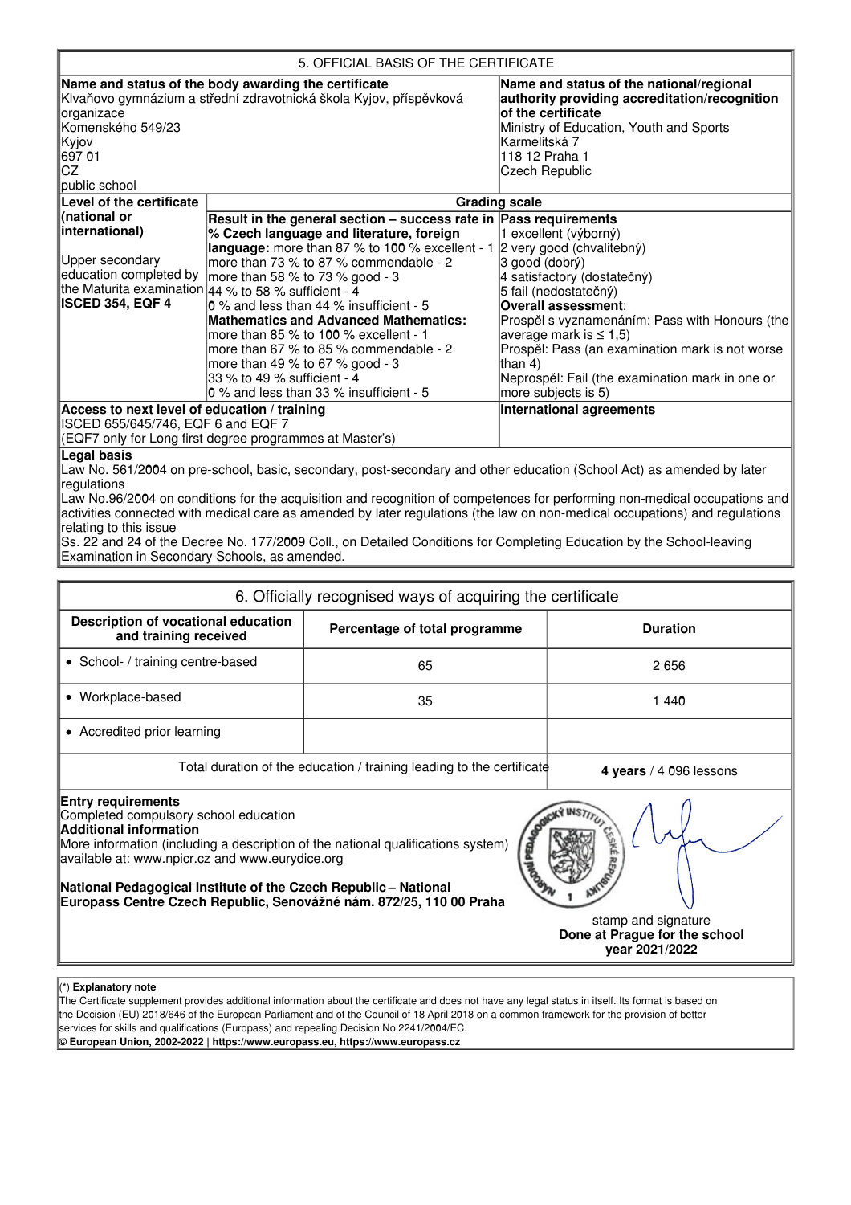## 5. OFFICIAL BASIS OF THE CERTIFICATE

| | |
|---|---|
| **Name and status of the body awarding the certificate**<br>Klvaňovo gymnázium a střední zdravotnická škola Kyjov, příspěvková organizace<br>Komenského 549/23<br>Kyjov<br>697 01<br>CZ<br>public school | **Name and status of the national/regional authority providing accreditation/recognition of the certificate**<br>Ministry of Education, Youth and Sports<br>Karmelitská 7<br>118 12 Praha 1<br>Czech Republic |

| Level of the certificate (national or international) | Grading scale | |
|---|---|---|
| Upper secondary education completed by the Maturita examination<br>**ISCED 354, EQF 4** | **Result in the general section – success rate in % Czech language and literature, foreign language:** more than 87 % to 100 % excellent - 1<br>more than 73 % to 87 % commendable - 2<br>more than 58 % to 73 % good - 3<br>44 % to 58 % sufficient - 4<br>0 % and less than 44 % insufficient - 5<br>**Mathematics and Advanced Mathematics:**<br>more than 85 % to 100 % excellent - 1<br>more than 67 % to 85 % commendable - 2<br>more than 49 % to 67 % good - 3<br>33 % to 49 % sufficient - 4<br>0 % and less than 33 % insufficient - 5 | **Pass requirements**<br>1 excellent (výborný)<br>2 very good (chvalitebný)<br>3 good (dobrý)<br>4 satisfactory (dostatečný)<br>5 fail (nedostatečný)<br>**Overall assessment**:<br>Prospěl s vyznamenáním: Pass with Honours (the average mark is ≤ 1,5)<br>Prospěl: Pass (an examination mark is not worse than 4)<br>Neprospěl: Fail (the examination mark in one or more subjects is 5) |

| | |
|---|---|
| **Access to next level of education / training**<br>ISCED 655/645/746, EQF 6 and EQF 7<br>(EQF7 only for Long first degree programmes at Master's) | **International agreements** |

**Legal basis**

Law No. 561/2004 on pre-school, basic, secondary, post-secondary and other education (School Act) as amended by later regulations

Law No.96/2004 on conditions for the acquisition and recognition of competences for performing non-medical occupations and activities connected with medical care as amended by later regulations (the law on non-medical occupations) and regulations relating to this issue

Ss. 22 and 24 of the Decree No. 177/2009 Coll., on Detailed Conditions for Completing Education by the School-leaving Examination in Secondary Schools, as amended.

## 6. Officially recognised ways of acquiring the certificate

| Description of vocational education and training received | Percentage of total programme | Duration |
|---|---|---|
| • School- / training centre-based | 65 | 2 656 |
| • Workplace-based | 35 | 1 440 |
| • Accredited prior learning | | |
| Total duration of the education / training leading to the certificate | | **4 years** / 4 096 lessons |

**Entry requirements**
Completed compulsory school education

**Additional information**
More information (including a description of the national qualifications system) available at: www.npicr.cz and www.eurydice.org

**National Pedagogical Institute of the Czech Republic – National Europass Centre Czech Republic, Senovážné nám. 872/25, 110 00 Praha**

stamp and signature

**Done at Prague for the school year 2021/2022**

(*) **Explanatory note**
The Certificate supplement provides additional information about the certificate and does not have any legal status in itself. Its format is based on the Decision (EU) 2018/646 of the European Parliament and of the Council of 18 April 2018 on a common framework for the provision of better services for skills and qualifications (Europass) and repealing Decision No 2241/2004/EC.
**© European Union, 2002-2022 | https://www.europass.eu, https://www.europass.cz**